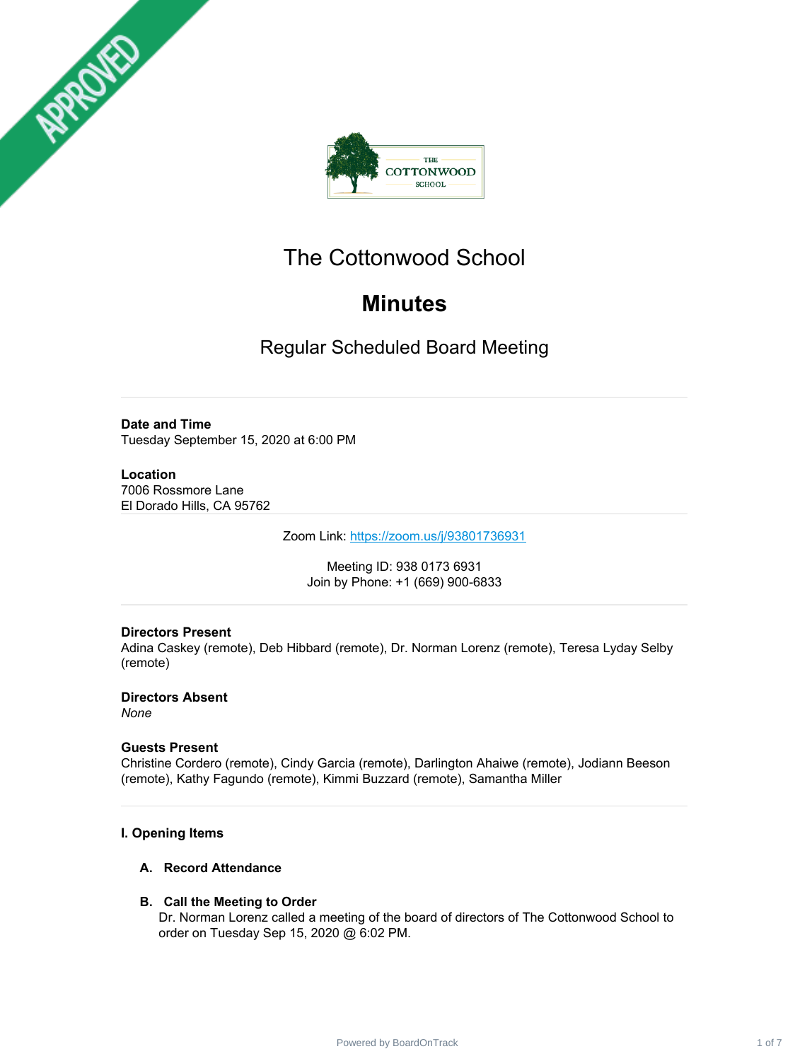APPROVED

# The Cottonwood School

## Minutes

### Regular Scheduled Board Meeting

**Date and Time**
Tuesday September 15, 2020 at 6:00 PM

**Location**
7006 Rossmore Lane
El Dorado Hills, CA 95762

Zoom Link: https://zoom.us/j/93801736931

Meeting ID: 938 0173 6931
Join by Phone: +1 (669) 900-6833

**Directors Present**
Adina Caskey (remote), Deb Hibbard (remote), Dr. Norman Lorenz (remote), Teresa Lyday Selby (remote)

**Directors Absent**
*None*

**Guests Present**
Christine Cordero (remote), Cindy Garcia (remote), Darlington Ahaiwe (remote), Jodiann Beeson (remote), Kathy Fagundo (remote), Kimmi Buzzard (remote), Samantha Miller

**I. Opening Items**

**A. Record Attendance**

**B. Call the Meeting to Order**
Dr. Norman Lorenz called a meeting of the board of directors of The Cottonwood School to order on Tuesday Sep 15, 2020 @ 6:02 PM.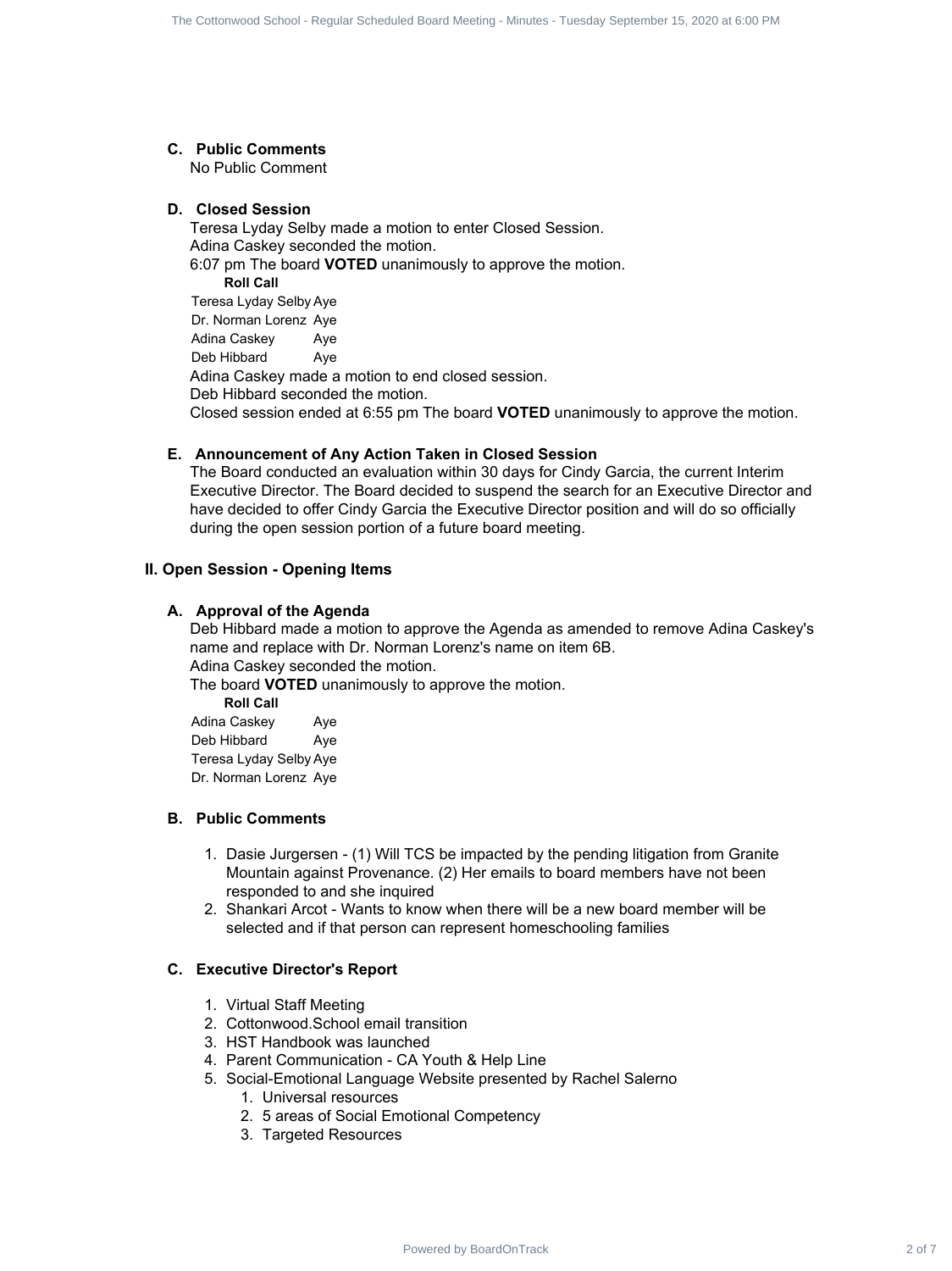### C. Public Comments

No Public Comment

### D. Closed Session

Teresa Lyday Selby made a motion to enter Closed Session.
Adina Caskey seconded the motion.
6:07 pm The board **VOTED** unanimously to approve the motion.

**Roll Call**

| | |
|---|---|
| Teresa Lyday Selby | Aye |
| Dr. Norman Lorenz | Aye |
| Adina Caskey | Aye |
| Deb Hibbard | Aye |

Adina Caskey made a motion to end closed session.
Deb Hibbard seconded the motion.
Closed session ended at 6:55 pm The board **VOTED** unanimously to approve the motion.

### E. Announcement of Any Action Taken in Closed Session

The Board conducted an evaluation within 30 days for Cindy Garcia, the current Interim Executive Director. The Board decided to suspend the search for an Executive Director and have decided to offer Cindy Garcia the Executive Director position and will do so officially during the open session portion of a future board meeting.

## II. Open Session - Opening Items

### A. Approval of the Agenda

Deb Hibbard made a motion to approve the Agenda as amended to remove Adina Caskey's name and replace with Dr. Norman Lorenz's name on item 6B.
Adina Caskey seconded the motion.
The board **VOTED** unanimously to approve the motion.

**Roll Call**

| | |
|---|---|
| Adina Caskey | Aye |
| Deb Hibbard | Aye |
| Teresa Lyday Selby | Aye |
| Dr. Norman Lorenz | Aye |

### B. Public Comments

1. Dasie Jurgersen - (1) Will TCS be impacted by the pending litigation from Granite Mountain against Provenance. (2) Her emails to board members have not been responded to and she inquired
2. Shankari Arcot - Wants to know when there will be a new board member will be selected and if that person can represent homeschooling families

### C. Executive Director's Report

1. Virtual Staff Meeting
2. Cottonwood.School email transition
3. HST Handbook was launched
4. Parent Communication - CA Youth & Help Line
5. Social-Emotional Language Website presented by Rachel Salerno
    1. Universal resources
    2. 5 areas of Social Emotional Competency
    3. Targeted Resources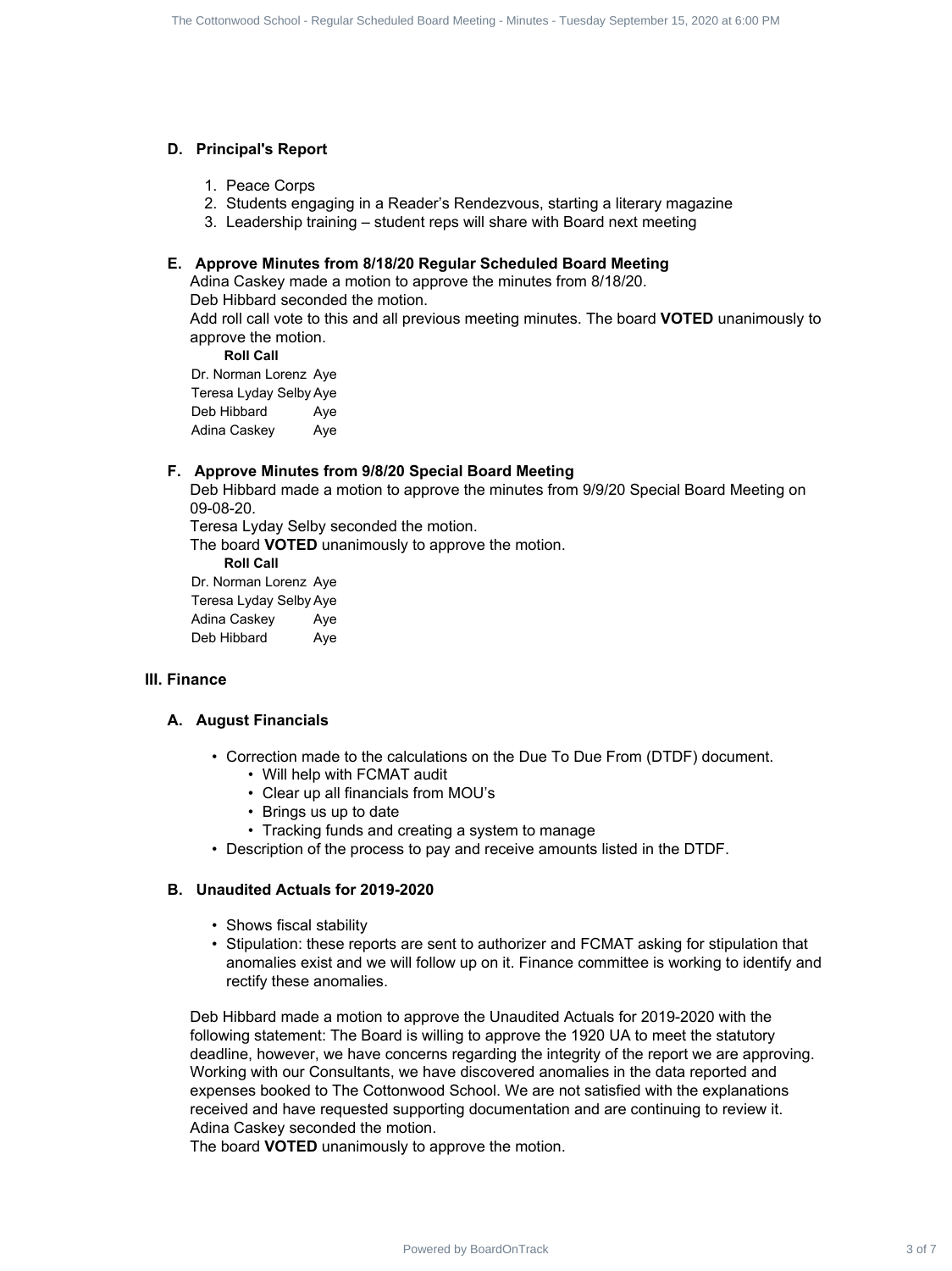### D. Principal's Report

1. Peace Corps
2. Students engaging in a Reader's Rendezvous, starting a literary magazine
3. Leadership training – student reps will share with Board next meeting

### E. Approve Minutes from 8/18/20 Regular Scheduled Board Meeting

Adina Caskey made a motion to approve the minutes from 8/18/20.
Deb Hibbard seconded the motion.
Add roll call vote to this and all previous meeting minutes. The board **VOTED** unanimously to approve the motion.

| Roll Call | |
|---|---|
| Dr. Norman Lorenz | Aye |
| Teresa Lyday Selby | Aye |
| Deb Hibbard | Aye |
| Adina Caskey | Aye |

### F. Approve Minutes from 9/8/20 Special Board Meeting

Deb Hibbard made a motion to approve the minutes from 9/9/20 Special Board Meeting on 09-08-20.
Teresa Lyday Selby seconded the motion.
The board **VOTED** unanimously to approve the motion.

| Roll Call | |
|---|---|
| Dr. Norman Lorenz | Aye |
| Teresa Lyday Selby | Aye |
| Adina Caskey | Aye |
| Deb Hibbard | Aye |

## III. Finance

### A. August Financials

- Correction made to the calculations on the Due To Due From (DTDF) document.
  - Will help with FCMAT audit
  - Clear up all financials from MOU's
  - Brings us up to date
  - Tracking funds and creating a system to manage
- Description of the process to pay and receive amounts listed in the DTDF.

### B. Unaudited Actuals for 2019-2020

- Shows fiscal stability
- Stipulation: these reports are sent to authorizer and FCMAT asking for stipulation that anomalies exist and we will follow up on it. Finance committee is working to identify and rectify these anomalies.

Deb Hibbard made a motion to approve the Unaudited Actuals for 2019-2020 with the following statement: The Board is willing to approve the 1920 UA to meet the statutory deadline, however, we have concerns regarding the integrity of the report we are approving. Working with our Consultants, we have discovered anomalies in the data reported and expenses booked to The Cottonwood School. We are not satisfied with the explanations received and have requested supporting documentation and are continuing to review it.
Adina Caskey seconded the motion.
The board **VOTED** unanimously to approve the motion.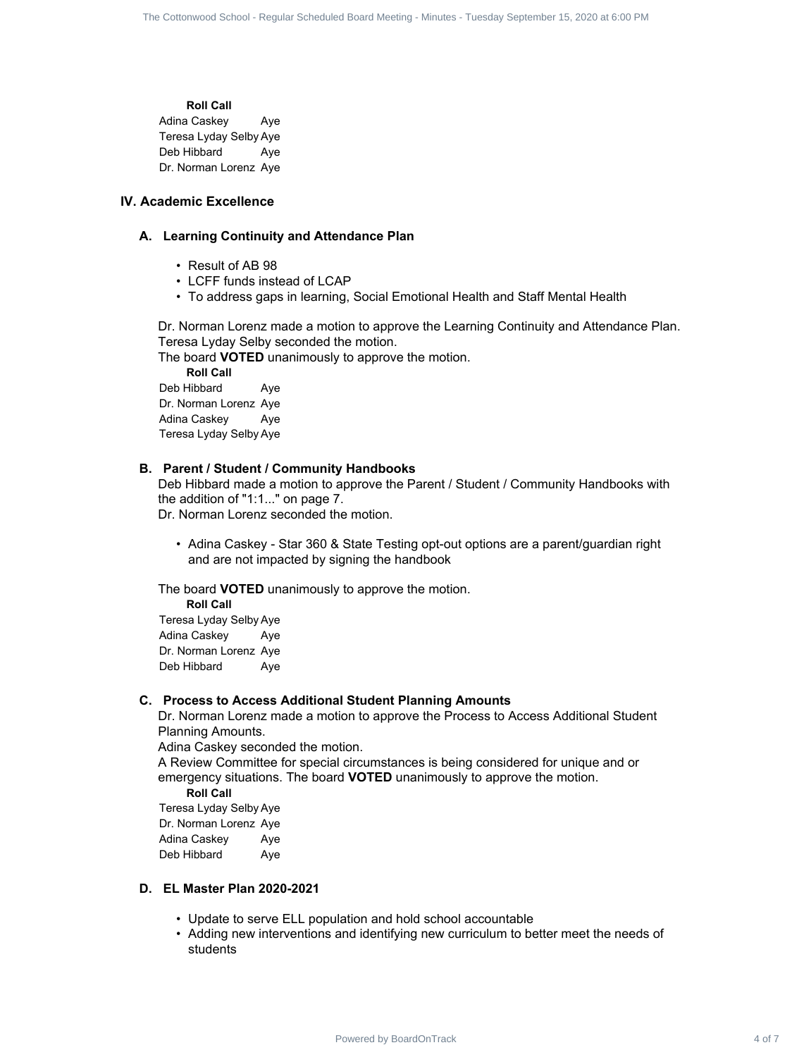**Roll Call**

| | |
|---|---|
| Adina Caskey | Aye |
| Teresa Lyday Selby | Aye |
| Deb Hibbard | Aye |
| Dr. Norman Lorenz | Aye |

## IV. Academic Excellence

### A. Learning Continuity and Attendance Plan

- Result of AB 98
- LCFF funds instead of LCAP
- To address gaps in learning, Social Emotional Health and Staff Mental Health

Dr. Norman Lorenz made a motion to approve the Learning Continuity and Attendance Plan.
Teresa Lyday Selby seconded the motion.
The board **VOTED** unanimously to approve the motion.

**Roll Call**

| | |
|---|---|
| Deb Hibbard | Aye |
| Dr. Norman Lorenz | Aye |
| Adina Caskey | Aye |
| Teresa Lyday Selby | Aye |

### B. Parent / Student / Community Handbooks

Deb Hibbard made a motion to approve the Parent / Student / Community Handbooks with the addition of "1:1..." on page 7.
Dr. Norman Lorenz seconded the motion.

- Adina Caskey - Star 360 & State Testing opt-out options are a parent/guardian right and are not impacted by signing the handbook

The board **VOTED** unanimously to approve the motion.

**Roll Call**

| | |
|---|---|
| Teresa Lyday Selby | Aye |
| Adina Caskey | Aye |
| Dr. Norman Lorenz | Aye |
| Deb Hibbard | Aye |

### C. Process to Access Additional Student Planning Amounts

Dr. Norman Lorenz made a motion to approve the Process to Access Additional Student Planning Amounts.
Adina Caskey seconded the motion.
A Review Committee for special circumstances is being considered for unique and or emergency situations. The board **VOTED** unanimously to approve the motion.

**Roll Call**

| | |
|---|---|
| Teresa Lyday Selby | Aye |
| Dr. Norman Lorenz | Aye |
| Adina Caskey | Aye |
| Deb Hibbard | Aye |

### D. EL Master Plan 2020-2021

- Update to serve ELL population and hold school accountable
- Adding new interventions and identifying new curriculum to better meet the needs of students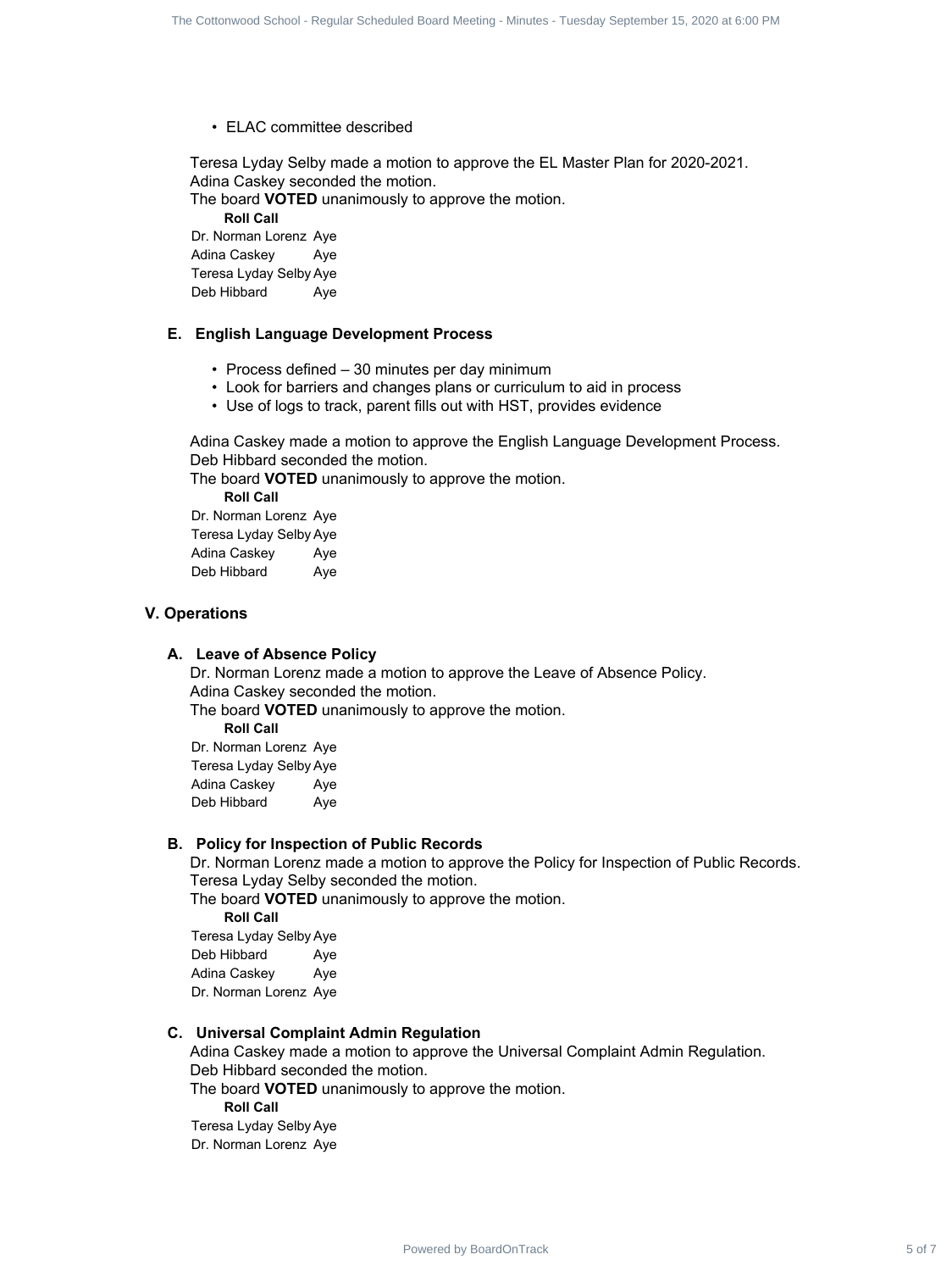- ELAC committee described

Teresa Lyday Selby made a motion to approve the EL Master Plan for 2020-2021.
Adina Caskey seconded the motion.
The board **VOTED** unanimously to approve the motion.

**Roll Call**

| | |
|---|---|
| Dr. Norman Lorenz | Aye |
| Adina Caskey | Aye |
| Teresa Lyday Selby | Aye |
| Deb Hibbard | Aye |

### E. English Language Development Process

- Process defined – 30 minutes per day minimum
- Look for barriers and changes plans or curriculum to aid in process
- Use of logs to track, parent fills out with HST, provides evidence

Adina Caskey made a motion to approve the English Language Development Process.
Deb Hibbard seconded the motion.
The board **VOTED** unanimously to approve the motion.

**Roll Call**

| | |
|---|---|
| Dr. Norman Lorenz | Aye |
| Teresa Lyday Selby | Aye |
| Adina Caskey | Aye |
| Deb Hibbard | Aye |

## V. Operations

### A. Leave of Absence Policy

Dr. Norman Lorenz made a motion to approve the Leave of Absence Policy.
Adina Caskey seconded the motion.
The board **VOTED** unanimously to approve the motion.

**Roll Call**

| | |
|---|---|
| Dr. Norman Lorenz | Aye |
| Teresa Lyday Selby | Aye |
| Adina Caskey | Aye |
| Deb Hibbard | Aye |

### B. Policy for Inspection of Public Records

Dr. Norman Lorenz made a motion to approve the Policy for Inspection of Public Records.
Teresa Lyday Selby seconded the motion.
The board **VOTED** unanimously to approve the motion.

**Roll Call**

| | |
|---|---|
| Teresa Lyday Selby | Aye |
| Deb Hibbard | Aye |
| Adina Caskey | Aye |
| Dr. Norman Lorenz | Aye |

### C. Universal Complaint Admin Regulation

Adina Caskey made a motion to approve the Universal Complaint Admin Regulation.
Deb Hibbard seconded the motion.
The board **VOTED** unanimously to approve the motion.

**Roll Call**

| | |
|---|---|
| Teresa Lyday Selby | Aye |
| Dr. Norman Lorenz | Aye |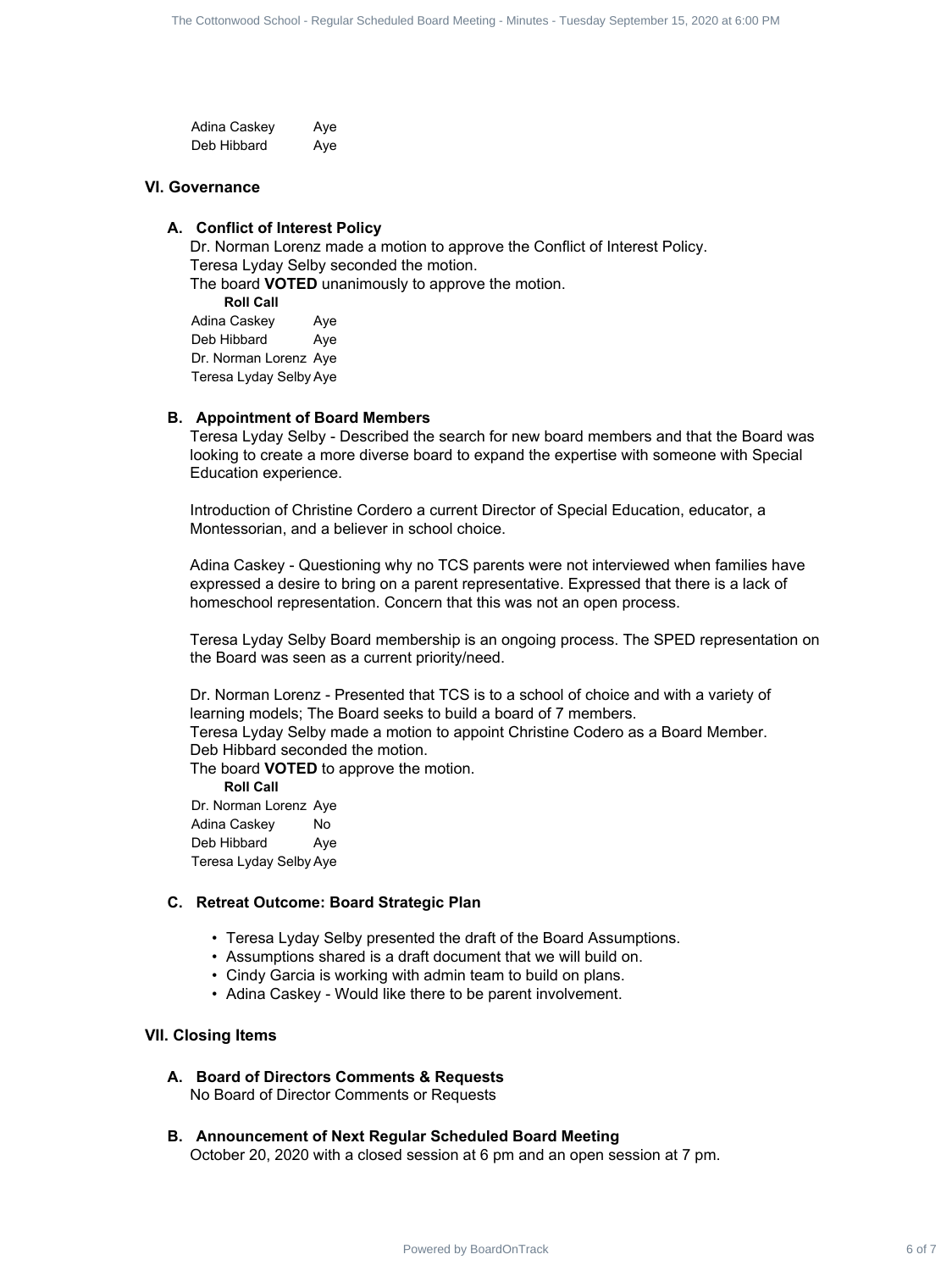| | |
|---|---|
| Adina Caskey | Aye |
| Deb Hibbard | Aye |

## VI. Governance

### A. Conflict of Interest Policy

Dr. Norman Lorenz made a motion to approve the Conflict of Interest Policy.
Teresa Lyday Selby seconded the motion.
The board **VOTED** unanimously to approve the motion.

**Roll Call**

| | |
|---|---|
| Adina Caskey | Aye |
| Deb Hibbard | Aye |
| Dr. Norman Lorenz | Aye |
| Teresa Lyday Selby | Aye |

### B. Appointment of Board Members

Teresa Lyday Selby - Described the search for new board members and that the Board was looking to create a more diverse board to expand the expertise with someone with Special Education experience.

Introduction of Christine Cordero a current Director of Special Education, educator, a Montessorian, and a believer in school choice.

Adina Caskey - Questioning why no TCS parents were not interviewed when families have expressed a desire to bring on a parent representative. Expressed that there is a lack of homeschool representation. Concern that this was not an open process.

Teresa Lyday Selby Board membership is an ongoing process. The SPED representation on the Board was seen as a current priority/need.

Dr. Norman Lorenz - Presented that TCS is to a school of choice and with a variety of learning models; The Board seeks to build a board of 7 members.
Teresa Lyday Selby made a motion to appoint Christine Codero as a Board Member.
Deb Hibbard seconded the motion.
The board **VOTED** to approve the motion.

**Roll Call**

| | |
|---|---|
| Dr. Norman Lorenz | Aye |
| Adina Caskey | No |
| Deb Hibbard | Aye |
| Teresa Lyday Selby | Aye |

### C. Retreat Outcome: Board Strategic Plan

- Teresa Lyday Selby presented the draft of the Board Assumptions.
- Assumptions shared is a draft document that we will build on.
- Cindy Garcia is working with admin team to build on plans.
- Adina Caskey - Would like there to be parent involvement.

## VII. Closing Items

### A. Board of Directors Comments & Requests

No Board of Director Comments or Requests

### B. Announcement of Next Regular Scheduled Board Meeting

October 20, 2020 with a closed session at 6 pm and an open session at 7 pm.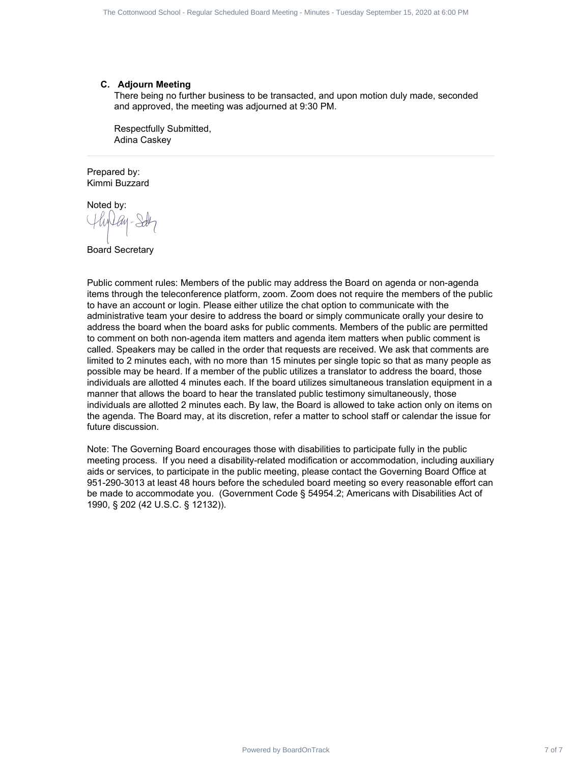### C. Adjourn Meeting

There being no further business to be transacted, and upon motion duly made, seconded and approved, the meeting was adjourned at 9:30 PM.

Respectfully Submitted,
Adina Caskey

---

Prepared by:
Kimmi Buzzard

Noted by:

Board Secretary

Public comment rules: Members of the public may address the Board on agenda or non-agenda items through the teleconference platform, zoom. Zoom does not require the members of the public to have an account or login. Please either utilize the chat option to communicate with the administrative team your desire to address the board or simply communicate orally your desire to address the board when the board asks for public comments. Members of the public are permitted to comment on both non-agenda item matters and agenda item matters when public comment is called. Speakers may be called in the order that requests are received. We ask that comments are limited to 2 minutes each, with no more than 15 minutes per single topic so that as many people as possible may be heard. If a member of the public utilizes a translator to address the board, those individuals are allotted 4 minutes each. If the board utilizes simultaneous translation equipment in a manner that allows the board to hear the translated public testimony simultaneously, those individuals are allotted 2 minutes each. By law, the Board is allowed to take action only on items on the agenda. The Board may, at its discretion, refer a matter to school staff or calendar the issue for future discussion.

Note: The Governing Board encourages those with disabilities to participate fully in the public meeting process. If you need a disability-related modification or accommodation, including auxiliary aids or services, to participate in the public meeting, please contact the Governing Board Office at 951-290-3013 at least 48 hours before the scheduled board meeting so every reasonable effort can be made to accommodate you. (Government Code § 54954.2; Americans with Disabilities Act of 1990, § 202 (42 U.S.C. § 12132)).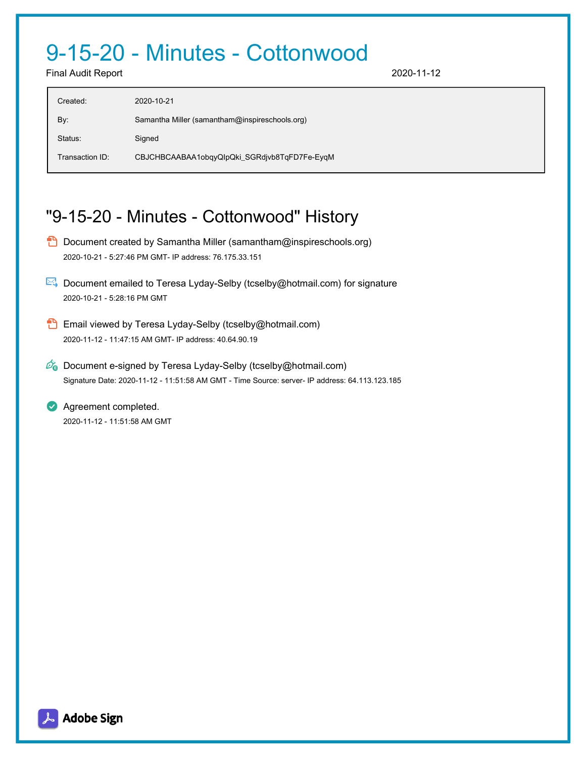# 9-15-20 - Minutes - Cottonwood

Final Audit Report 2020-11-12

| | |
|---|---|
| Created: | 2020-10-21 |
| By: | Samantha Miller (samantham@inspireschools.org) |
| Status: | Signed |
| Transaction ID: | CBJCHBCAABAA1obqyQIpQki_SGRdjvb8TqFD7Fe-EyqM |

## "9-15-20 - Minutes - Cottonwood" History

- Document created by Samantha Miller (samantham@inspireschools.org)
  2020-10-21 - 5:27:46 PM GMT- IP address: 76.175.33.151

- Document emailed to Teresa Lyday-Selby (tcselby@hotmail.com) for signature
  2020-10-21 - 5:28:16 PM GMT

- Email viewed by Teresa Lyday-Selby (tcselby@hotmail.com)
  2020-11-12 - 11:47:15 AM GMT- IP address: 40.64.90.19

- Document e-signed by Teresa Lyday-Selby (tcselby@hotmail.com)
  Signature Date: 2020-11-12 - 11:51:58 AM GMT - Time Source: server- IP address: 64.113.123.185

- Agreement completed.
  2020-11-12 - 11:51:58 AM GMT

Adobe Sign